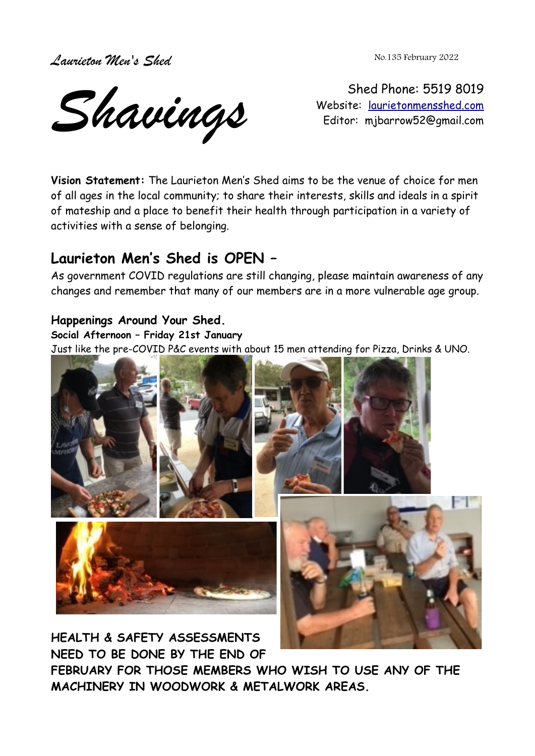*Laurieton Men's Shed*

No.135 February 2022

# *Shavings*

Shed Phone: 5519 8019
Website: [laurietonmensshed.com](laurietonmensshed.com)
Editor: mjbarrow52@gmail.com

**Vision Statement:** The Laurieton Men's Shed aims to be the venue of choice for men of all ages in the local community; to share their interests, skills and ideals in a spirit of mateship and a place to benefit their health through participation in a variety of activities with a sense of belonging.

## Laurieton Men's Shed is OPEN –

As government COVID regulations are still changing, please maintain awareness of any changes and remember that many of our members are in a more vulnerable age group.

### Happenings Around Your Shed.

**Social Afternoon – Friday 21st January**

Just like the pre-COVID P&C events with about 15 men attending for Pizza, Drinks & UNO.

**HEALTH & SAFETY ASSESSMENTS NEED TO BE DONE BY THE END OF FEBRUARY FOR THOSE MEMBERS WHO WISH TO USE ANY OF THE MACHINERY IN WOODWORK & METALWORK AREAS.**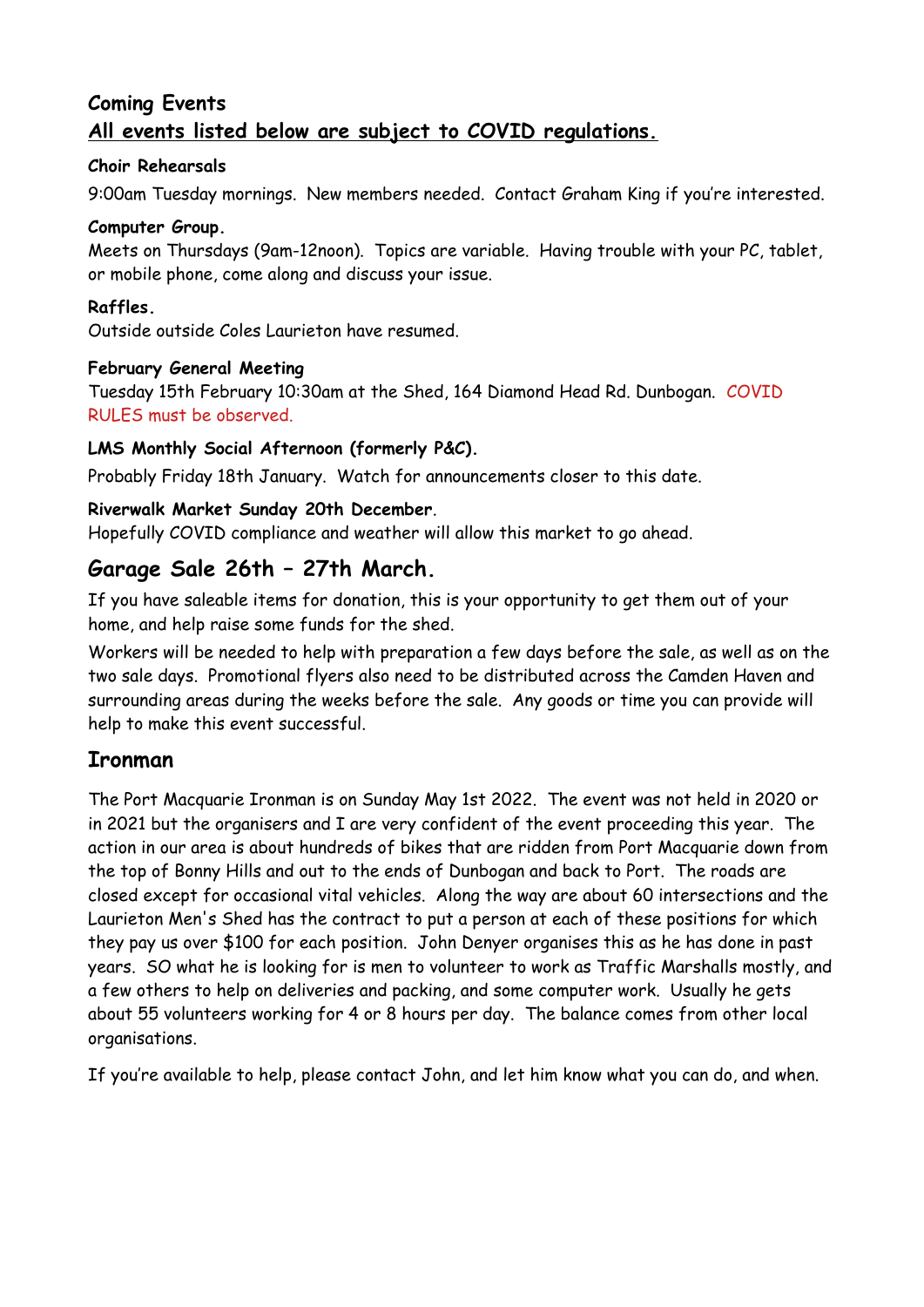## Coming Events

**All events listed below are subject to COVID regulations.**

#### Choir Rehearsals

9:00am Tuesday mornings. New members needed. Contact Graham King if you're interested.

#### Computer Group.

Meets on Thursdays (9am-12noon). Topics are variable. Having trouble with your PC, tablet, or mobile phone, come along and discuss your issue.

#### Raffles.

Outside outside Coles Laurieton have resumed.

#### February General Meeting

Tuesday 15th February 10:30am at the Shed, 164 Diamond Head Rd. Dunbogan. COVID RULES must be observed.

#### LMS Monthly Social Afternoon (formerly P&C).

Probably Friday 18th January. Watch for announcements closer to this date.

#### Riverwalk Market Sunday 20th December.

Hopefully COVID compliance and weather will allow this market to go ahead.

## Garage Sale 26th – 27th March.

If you have saleable items for donation, this is your opportunity to get them out of your home, and help raise some funds for the shed.

Workers will be needed to help with preparation a few days before the sale, as well as on the two sale days. Promotional flyers also need to be distributed across the Camden Haven and surrounding areas during the weeks before the sale. Any goods or time you can provide will help to make this event successful.

## Ironman

The Port Macquarie Ironman is on Sunday May 1st 2022. The event was not held in 2020 or in 2021 but the organisers and I are very confident of the event proceeding this year. The action in our area is about hundreds of bikes that are ridden from Port Macquarie down from the top of Bonny Hills and out to the ends of Dunbogan and back to Port. The roads are closed except for occasional vital vehicles. Along the way are about 60 intersections and the Laurieton Men's Shed has the contract to put a person at each of these positions for which they pay us over $100 for each position. John Denyer organises this as he has done in past years. SO what he is looking for is men to volunteer to work as Traffic Marshalls mostly, and a few others to help on deliveries and packing, and some computer work. Usually he gets about 55 volunteers working for 4 or 8 hours per day. The balance comes from other local organisations.

If you're available to help, please contact John, and let him know what you can do, and when.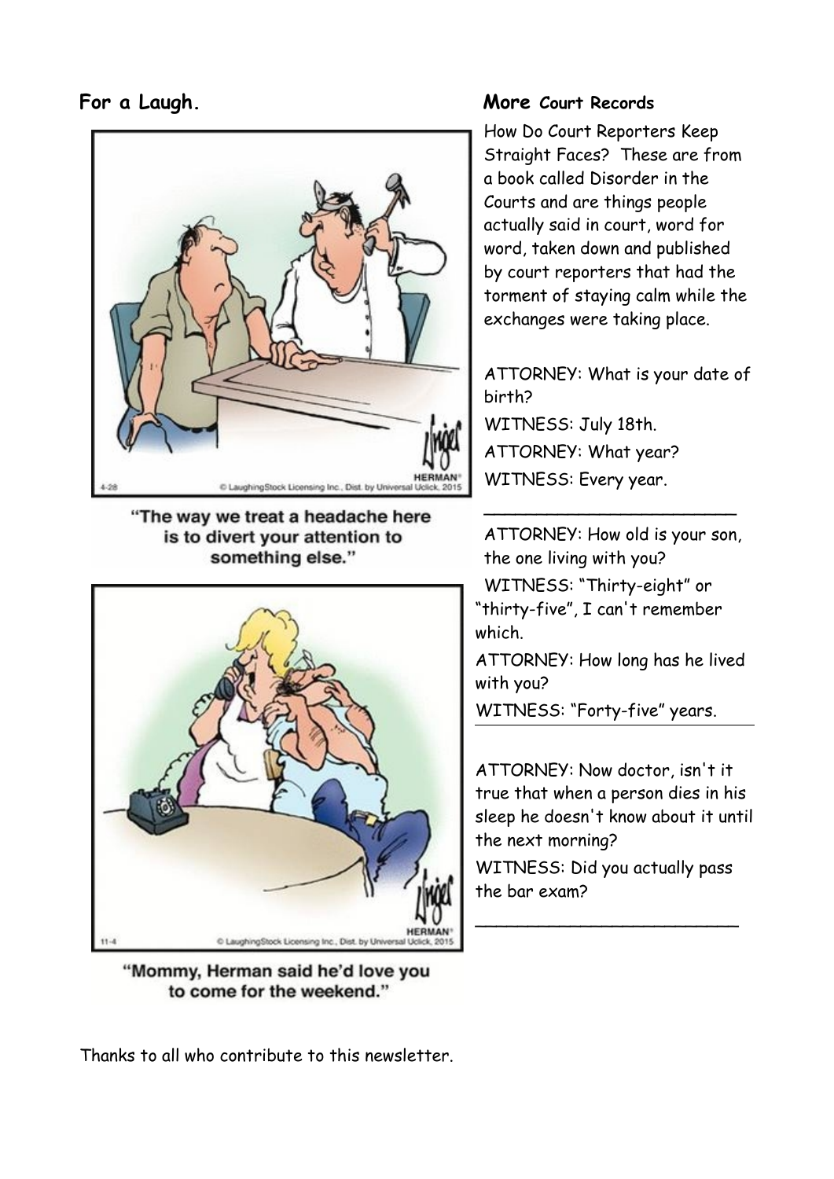## For a Laugh.

"The way we treat a headache here is to divert your attention to something else."

"Mommy, Herman said he'd love you to come for the weekend."

## More Court Records

How Do Court Reporters Keep Straight Faces? These are from a book called Disorder in the Courts and are things people actually said in court, word for word, taken down and published by court reporters that had the torment of staying calm while the exchanges were taking place.

ATTORNEY: What is your date of birth?

WITNESS: July 18th.

ATTORNEY: What year?

WITNESS: Every year.

---

ATTORNEY: How old is your son, the one living with you?

WITNESS: "Thirty-eight" or "thirty-five", I can't remember which.

ATTORNEY: How long has he lived with you?

WITNESS: "Forty-five" years.

---

ATTORNEY: Now doctor, isn't it true that when a person dies in his sleep he doesn't know about it until the next morning?

WITNESS: Did you actually pass the bar exam?

---

Thanks to all who contribute to this newsletter.